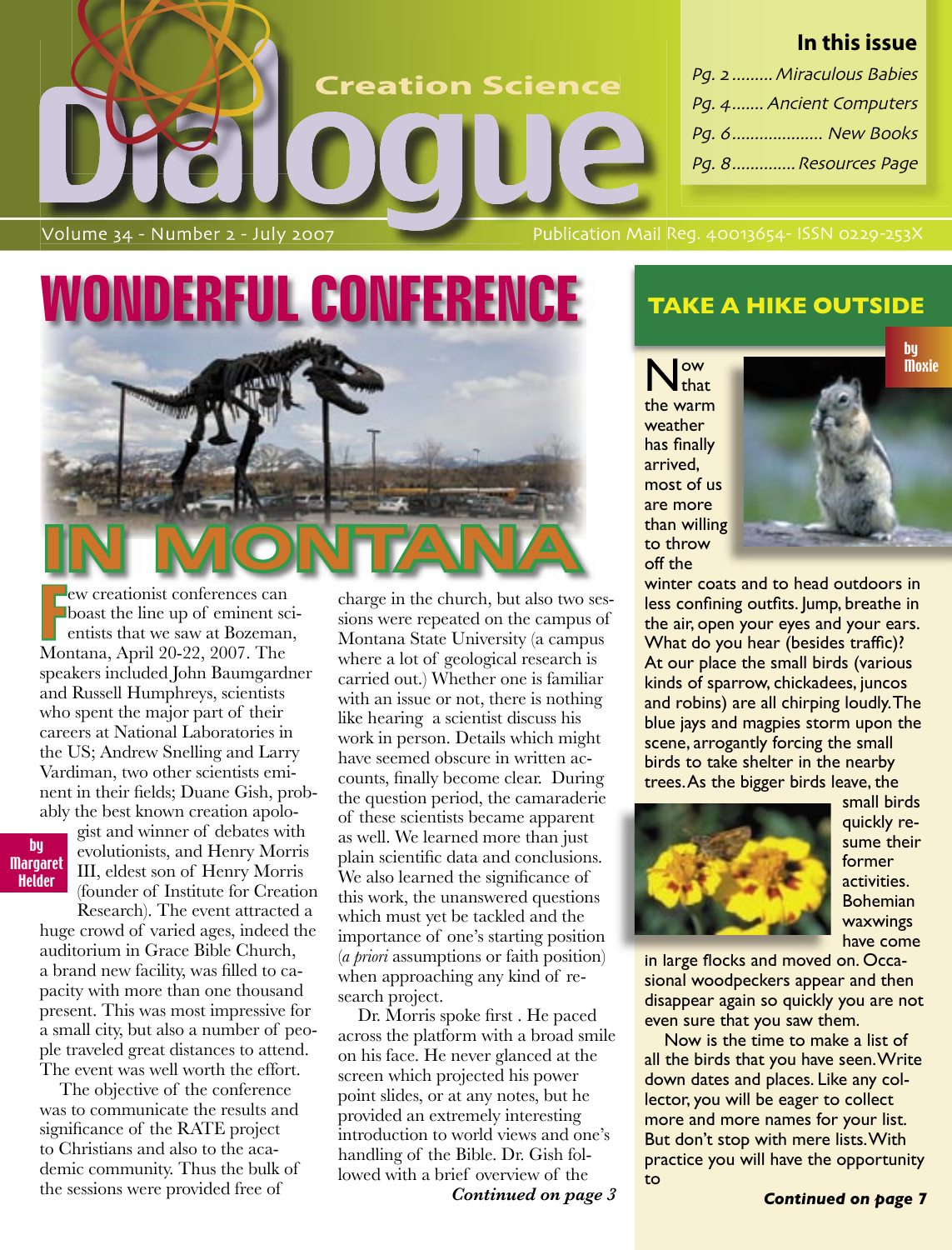# Creation Science Dialogue

Volume 34 - Number 2 - July 2007

Publication Mail Reg. 40013654- ISSN 0229-253X

**In this issue**

*Pg. 2 ......... Miraculous Babies*
*Pg. 4 ....... Ancient Computers*
*Pg. 6 .................... New Books*
*Pg. 8 ............. Resources Page*

# WONDERFUL CONFERENCE IN MONTANA

by Margaret Helder

Few creationist conferences can boast the line up of eminent scientists that we saw at Bozeman, Montana, April 20-22, 2007. The speakers included John Baumgardner and Russell Humphreys, scientists who spent the major part of their careers at National Laboratories in the US; Andrew Snelling and Larry Vardiman, two other scientists eminent in their fields; Duane Gish, probably the best known creation apologist and winner of debates with evolutionists, and Henry Morris III, eldest son of Henry Morris (founder of Institute for Creation Research). The event attracted a huge crowd of varied ages, indeed the auditorium in Grace Bible Church, a brand new facility, was filled to capacity with more than one thousand present. This was most impressive for a small city, but also a number of people traveled great distances to attend. The event was well worth the effort.

The objective of the conference was to communicate the results and significance of the RATE project to Christians and also to the academic community. Thus the bulk of the sessions were provided free of charge in the church, but also two sessions were repeated on the campus of Montana State University (a campus where a lot of geological research is carried out.) Whether one is familiar with an issue or not, there is nothing like hearing a scientist discuss his work in person. Details which might have seemed obscure in written accounts, finally become clear. During the question period, the camaraderie of these scientists became apparent as well. We learned more than just plain scientific data and conclusions. We also learned the significance of this work, the unanswered questions which must yet be tackled and the importance of one's starting position (*a priori* assumptions or faith position) when approaching any kind of research project.

Dr. Morris spoke first . He paced across the platform with a broad smile on his face. He never glanced at the screen which projected his power point slides, or at any notes, but he provided an extremely interesting introduction to world views and one's handling of the Bible. Dr. Gish followed with a brief overview of the

***Continued on page 3***

## TAKE A HIKE OUTSIDE

by Moxie

Now that the warm weather has finally arrived, most of us are more than willing to throw off the winter coats and to head outdoors in less confining outfits. Jump, breathe in the air, open your eyes and your ears. What do you hear (besides traffic)? At our place the small birds (various kinds of sparrow, chickadees, juncos and robins) are all chirping loudly. The blue jays and magpies storm upon the scene, arrogantly forcing the small birds to take shelter in the nearby trees. As the bigger birds leave, the small birds quickly resume their former activities. Bohemian waxwings have come in large flocks and moved on. Occasional woodpeckers appear and then disappear again so quickly you are not even sure that you saw them.

Now is the time to make a list of all the birds that you have seen. Write down dates and places. Like any collector, you will be eager to collect more and more names for your list. But don't stop with mere lists. With practice you will have the opportunity to

***Continued on page 7***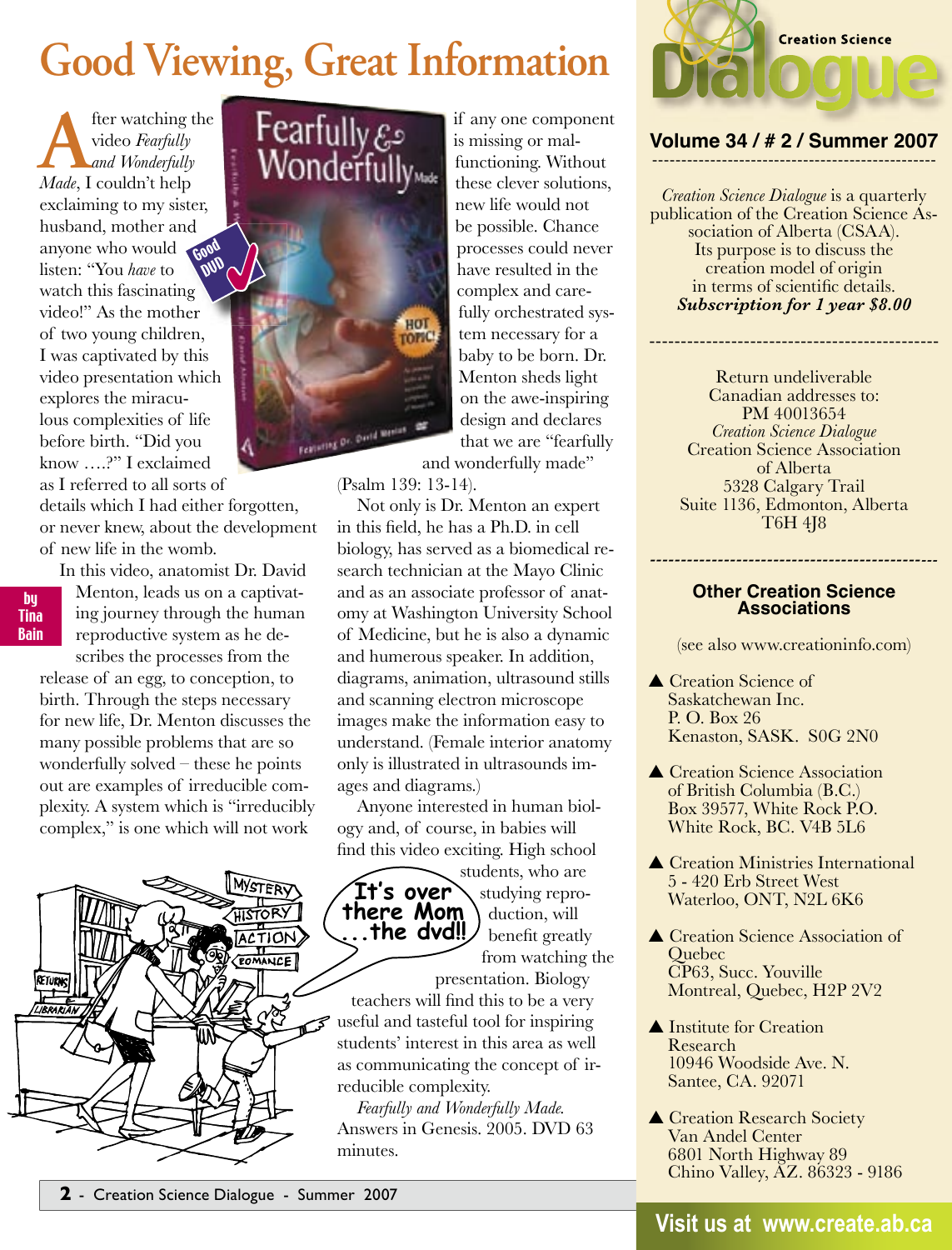# Good Viewing, Great Information

by Tina Bain

After watching the video *Fearfully and Wonderfully Made*, I couldn't help exclaiming to my sister, husband, mother and anyone who would listen: "You *have* to watch this fascinating video!" As the mother of two young children, I was captivated by this video presentation which explores the miraculous complexities of life before birth. "Did you know ….?" I exclaimed as I referred to all sorts of details which I had either forgotten, or never knew, about the development of new life in the womb.

In this video, anatomist Dr. David Menton, leads us on a captivating journey through the human reproductive system as he describes the processes from the release of an egg, to conception, to birth. Through the steps necessary for new life, Dr. Menton discusses the many possible problems that are so wonderfully solved – these he points out are examples of irreducible complexity. A system which is "irreducibly complex," is one which will not work if any one component is missing or malfunctioning. Without these clever solutions, new life would not be possible. Chance processes could never have resulted in the complex and carefully orchestrated system necessary for a baby to be born. Dr. Menton sheds light on the awe-inspiring design and declares that we are "fearfully and wonderfully made" (Psalm 139: 13-14).

Not only is Dr. Menton an expert in this field, he has a Ph.D. in cell biology, has served as a biomedical research technician at the Mayo Clinic and as an associate professor of anatomy at Washington University School of Medicine, but he is also a dynamic and humerous speaker. In addition, diagrams, animation, ultrasound stills and scanning electron microscope images make the information easy to understand. (Female interior anatomy only is illustrated in ultrasounds images and diagrams.)

Anyone interested in human biology and, of course, in babies will find this video exciting. High school students, who are studying reproduction, will benefit greatly from watching the presentation. Biology teachers will find this to be a very useful and tasteful tool for inspiring students' interest in this area as well as communicating the concept of irreducible complexity.

*Fearfully and Wonderfully Made.* Answers in Genesis. 2005. DVD 63 minutes.

---

**Creation Science Dialogue**

**Volume 34 / # 2 / Summer 2007**

*Creation Science Dialogue* is a quarterly publication of the Creation Science Association of Alberta (CSAA). Its purpose is to discuss the creation model of origin in terms of scientific details.
***Subscription for 1 year $8.00***

Return undeliverable Canadian addresses to:
PM 40013654
*Creation Science Dialogue*
Creation Science Association of Alberta
5328 Calgary Trail
Suite 1136, Edmonton, Alberta
T6H 4J8

**Other Creation Science Associations**

(see also www.creationinfo.com)

▲ Creation Science of Saskatchewan Inc.
P. O. Box 26
Kenaston, SASK. S0G 2N0

▲ Creation Science Association of British Columbia (B.C.)
Box 39577, White Rock P.O.
White Rock, BC. V4B 5L6

▲ Creation Ministries International
5 - 420 Erb Street West
Waterloo, ONT, N2L 6K6

▲ Creation Science Association of Quebec
CP63, Succ. Youville
Montreal, Quebec, H2P 2V2

▲ Institute for Creation Research
10946 Woodside Ave. N.
Santee, CA. 92071

▲ Creation Research Society
Van Andel Center
6801 North Highway 89
Chino Valley, AZ. 86323 - 9186

**Visit us at www.create.ab.ca**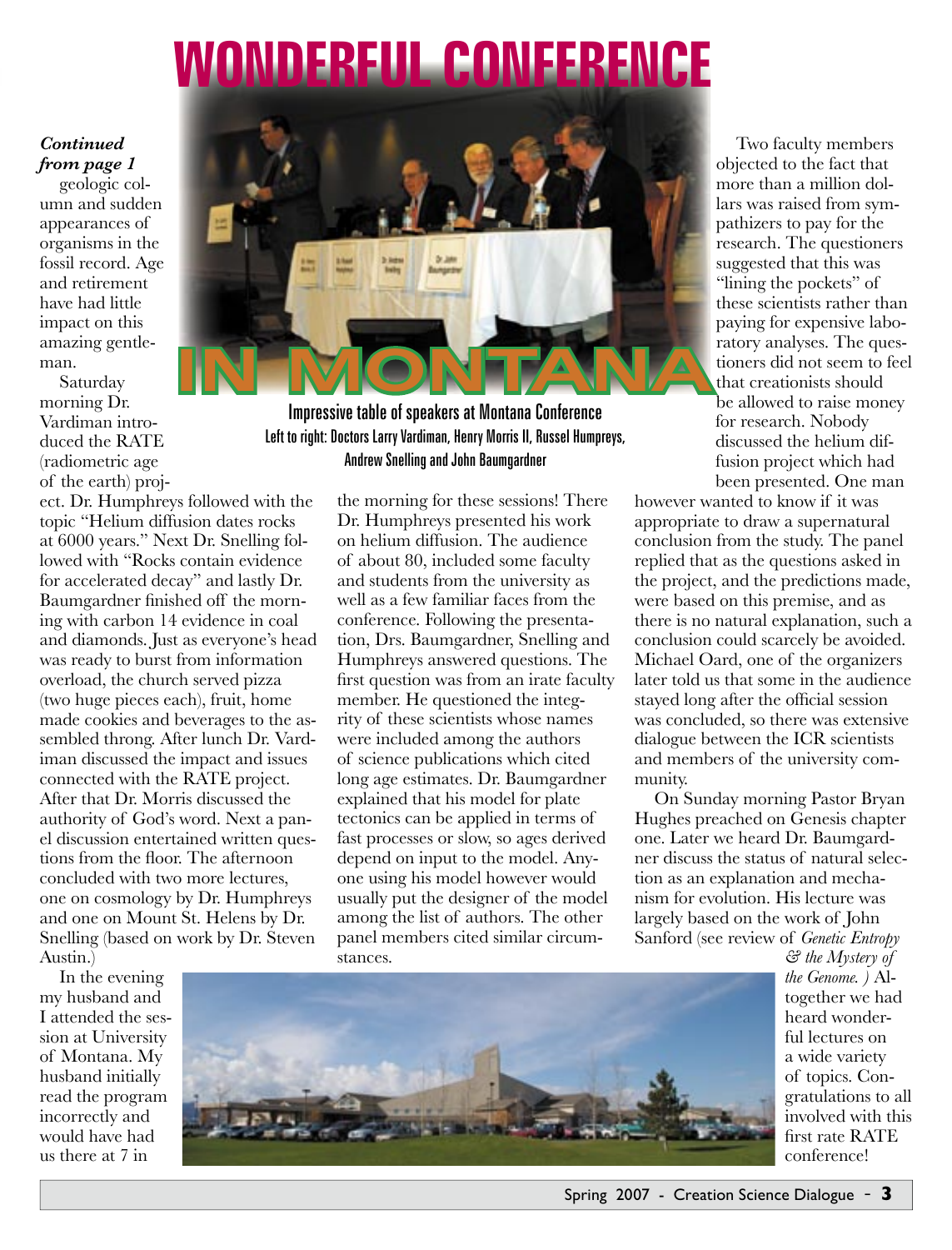# WONDERFUL CONFERENCE IN MONTANA

*Continued from page 1*

geologic column and sudden appearances of organisms in the fossil record. Age and retirement have had little impact on this amazing gentleman.

Saturday morning Dr. Vardiman introduced the RATE (radiometric age of the earth) project. Dr. Humphreys followed with the topic "Helium diffusion dates rocks at 6000 years." Next Dr. Snelling followed with "Rocks contain evidence for accelerated decay" and lastly Dr. Baumgardner finished off the morning with carbon 14 evidence in coal and diamonds. Just as everyone's head was ready to burst from information overload, the church served pizza (two huge pieces each), fruit, home made cookies and beverages to the assembled throng. After lunch Dr. Vardiman discussed the impact and issues connected with the RATE project. After that Dr. Morris discussed the authority of God's word. Next a panel discussion entertained written questions from the floor. The afternoon concluded with two more lectures, one on cosmology by Dr. Humphreys and one on Mount St. Helens by Dr. Snelling (based on work by Dr. Steven Austin.)

Impressive table of speakers at Montana Conference
Left to right: Doctors Larry Vardiman, Henry Morris II, Russel Humpreys, Andrew Snelling and John Baumgardner

In the evening my husband and I attended the session at University of Montana. My husband initially read the program incorrectly and would have had us there at 7 in the morning for these sessions! There Dr. Humphreys presented his work on helium diffusion. The audience of about 80, included some faculty and students from the university as well as a few familiar faces from the conference. Following the presentation, Drs. Baumgardner, Snelling and Humphreys answered questions. The first question was from an irate faculty member. He questioned the integrity of these scientists whose names were included among the authors of science publications which cited long age estimates. Dr. Baumgardner explained that his model for plate tectonics can be applied in terms of fast processes or slow, so ages derived depend on input to the model. Anyone using his model however would usually put the designer of the model among the list of authors. The other panel members cited similar circumstances.

Two faculty members objected to the fact that more than a million dollars was raised from sympathizers to pay for the research. The questioners suggested that this was "lining the pockets" of these scientists rather than paying for expensive laboratory analyses. The questioners did not seem to feel that creationists should be allowed to raise money for research. Nobody discussed the helium diffusion project which had been presented. One man however wanted to know if it was appropriate to draw a supernatural conclusion from the study. The panel replied that as the questions asked in the project, and the predictions made, were based on this premise, and as there is no natural explanation, such a conclusion could scarcely be avoided. Michael Oard, one of the organizers later told us that some in the audience stayed long after the official session was concluded, so there was extensive dialogue between the ICR scientists and members of the university community.

On Sunday morning Pastor Bryan Hughes preached on Genesis chapter one. Later we heard Dr. Baumgardner discuss the status of natural selection as an explanation and mechanism for evolution. His lecture was largely based on the work of John Sanford (see review of *Genetic Entropy & the Mystery of the Genome.*) Altogether we had heard wonderful lectures on a wide variety of topics. Congratulations to all involved with this first rate RATE conference!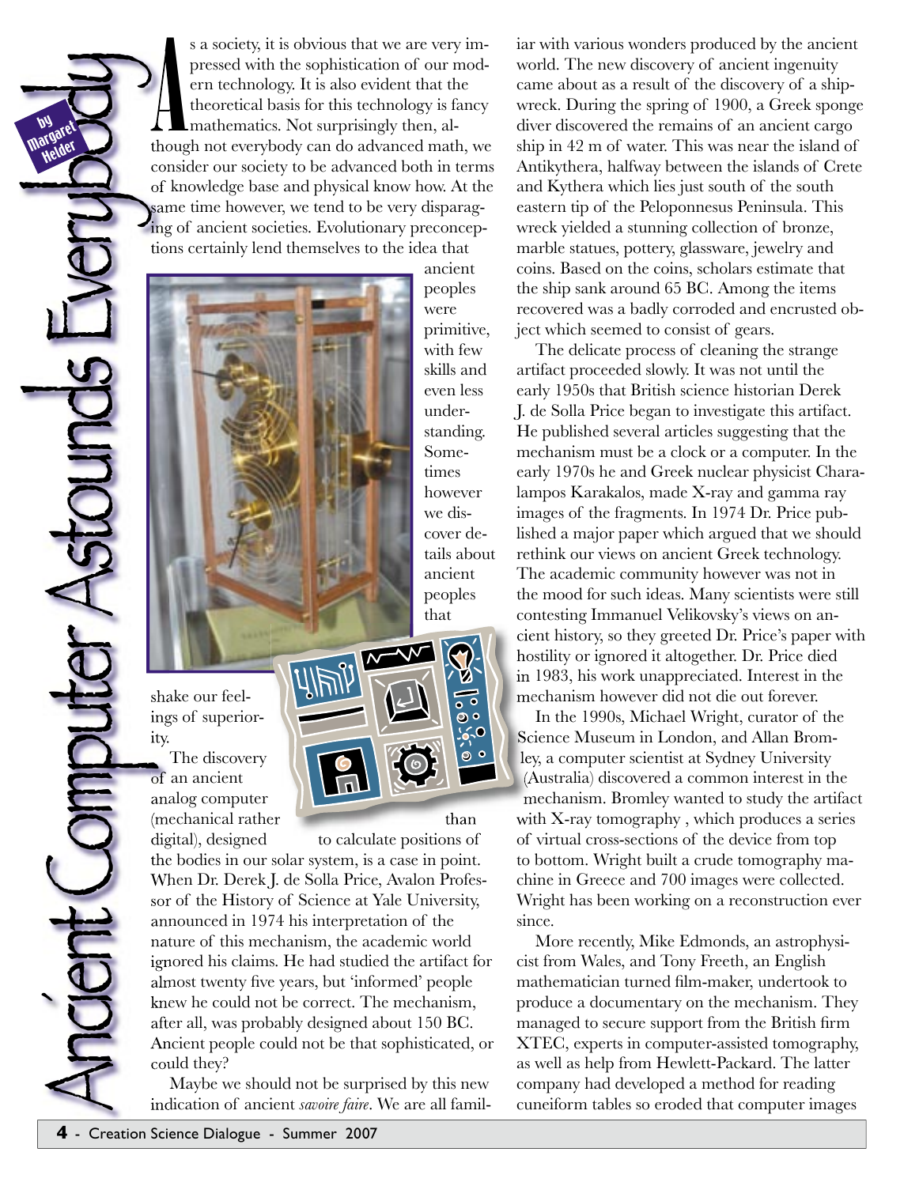# Ancient Computer Astounds Everybody

by Margaret Helder

As a society, it is obvious that we are very impressed with the sophistication of our modern technology. It is also evident that the theoretical basis for this technology is fancy mathematics. Not surprisingly then, although not everybody can do advanced math, we consider our society to be advanced both in terms of knowledge base and physical know how. At the same time however, we tend to be very disparaging of ancient societies. Evolutionary preconceptions certainly lend themselves to the idea that ancient peoples were primitive, with few skills and even less understanding. Sometimes however we discover details about ancient peoples that shake our feelings of superiority.

The discovery of an ancient analog computer (mechanical rather than digital), designed to calculate positions of the bodies in our solar system, is a case in point. When Dr. Derek J. de Solla Price, Avalon Professor of the History of Science at Yale University, announced in 1974 his interpretation of the nature of this mechanism, the academic world ignored his claims. He had studied the artifact for almost twenty five years, but 'informed' people knew he could not be correct. The mechanism, after all, was probably designed about 150 BC. Ancient people could not be that sophisticated, or could they?

Maybe we should not be surprised by this new indication of ancient *savoire faire*. We are all familiar with various wonders produced by the ancient world. The new discovery of ancient ingenuity came about as a result of the discovery of a shipwreck. During the spring of 1900, a Greek sponge diver discovered the remains of an ancient cargo ship in 42 m of water. This was near the island of Antikythera, halfway between the islands of Crete and Kythera which lies just south of the south eastern tip of the Peloponnesus Peninsula. This wreck yielded a stunning collection of bronze, marble statues, pottery, glassware, jewelry and coins. Based on the coins, scholars estimate that the ship sank around 65 BC. Among the items recovered was a badly corroded and encrusted object which seemed to consist of gears.

The delicate process of cleaning the strange artifact proceeded slowly. It was not until the early 1950s that British science historian Derek J. de Solla Price began to investigate this artifact. He published several articles suggesting that the mechanism must be a clock or a computer. In the early 1970s he and Greek nuclear physicist Charalampos Karakalos, made X-ray and gamma ray images of the fragments. In 1974 Dr. Price published a major paper which argued that we should rethink our views on ancient Greek technology. The academic community however was not in the mood for such ideas. Many scientists were still contesting Immanuel Velikovsky's views on ancient history, so they greeted Dr. Price's paper with hostility or ignored it altogether. Dr. Price died in 1983, his work unappreciated. Interest in the mechanism however did not die out forever.

In the 1990s, Michael Wright, curator of the Science Museum in London, and Allan Bromley, a computer scientist at Sydney University (Australia) discovered a common interest in the mechanism. Bromley wanted to study the artifact with X-ray tomography , which produces a series of virtual cross-sections of the device from top to bottom. Wright built a crude tomography machine in Greece and 700 images were collected. Wright has been working on a reconstruction ever since.

More recently, Mike Edmonds, an astrophysicist from Wales, and Tony Freeth, an English mathematician turned film-maker, undertook to produce a documentary on the mechanism. They managed to secure support from the British firm XTEC, experts in computer-assisted tomography, as well as help from Hewlett-Packard. The latter company had developed a method for reading cuneiform tables so eroded that computer images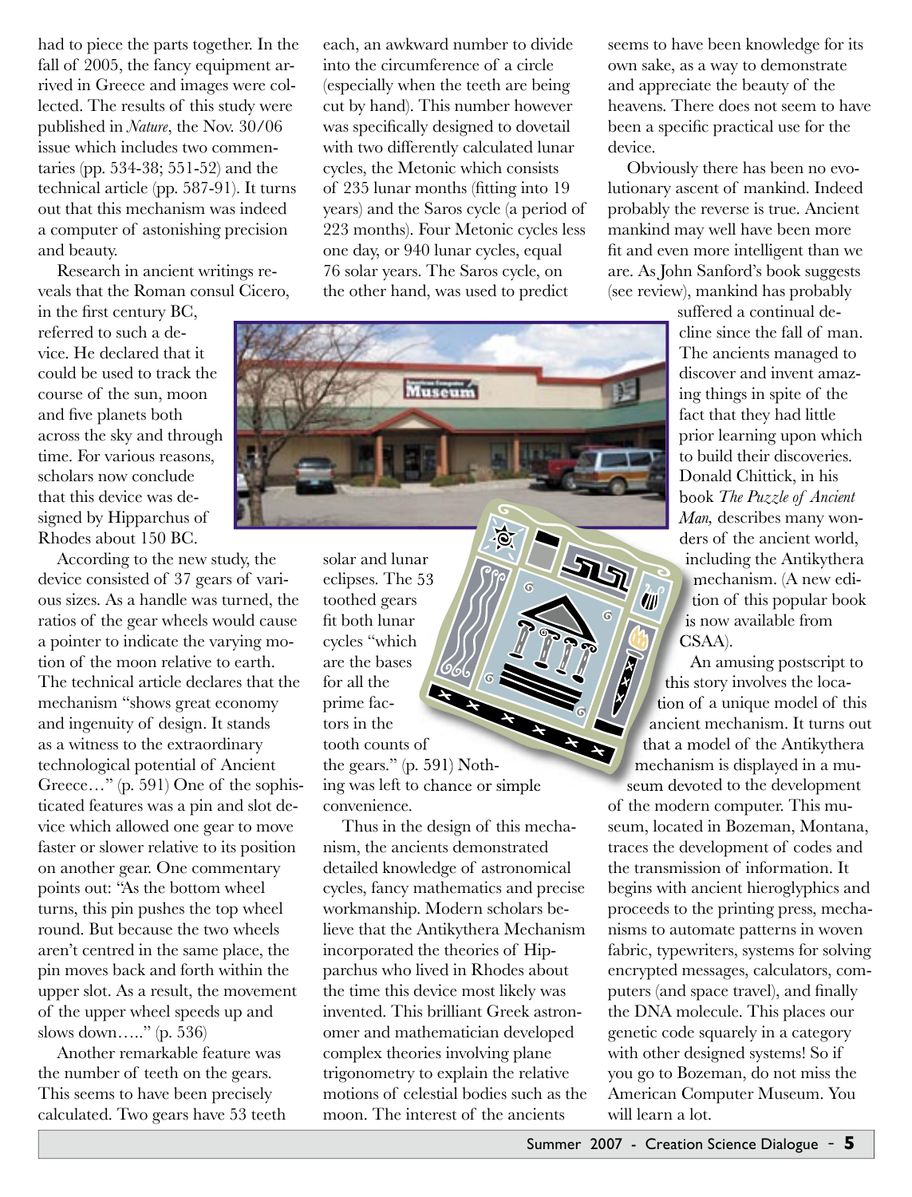had to piece the parts together. In the fall of 2005, the fancy equipment arrived in Greece and images were collected. The results of this study were published in *Nature*, the Nov. 30/06 issue which includes two commentaries (pp. 534-38; 551-52) and the technical article (pp. 587-91). It turns out that this mechanism was indeed a computer of astonishing precision and beauty.

Research in ancient writings reveals that the Roman consul Cicero, in the first century BC, referred to such a device. He declared that it could be used to track the course of the sun, moon and five planets both across the sky and through time. For various reasons, scholars now conclude that this device was designed by Hipparchus of Rhodes about 150 BC.

According to the new study, the device consisted of 37 gears of various sizes. As a handle was turned, the ratios of the gear wheels would cause a pointer to indicate the varying motion of the moon relative to earth. The technical article declares that the mechanism "shows great economy and ingenuity of design. It stands as a witness to the extraordinary technological potential of Ancient Greece…" (p. 591) One of the sophisticated features was a pin and slot device which allowed one gear to move faster or slower relative to its position on another gear. One commentary points out: "As the bottom wheel turns, this pin pushes the top wheel round. But because the two wheels aren't centred in the same place, the pin moves back and forth within the upper slot. As a result, the movement of the upper wheel speeds up and slows down….." (p. 536)

Another remarkable feature was the number of teeth on the gears. This seems to have been precisely calculated. Two gears have 53 teeth each, an awkward number to divide into the circumference of a circle (especially when the teeth are being cut by hand). This number however was specifically designed to dovetail with two differently calculated lunar cycles, the Metonic which consists of 235 lunar months (fitting into 19 years) and the Saros cycle (a period of 223 months). Four Metonic cycles less one day, or 940 lunar cycles, equal 76 solar years. The Saros cycle, on the other hand, was used to predict solar and lunar eclipses. The 53 toothed gears fit both lunar cycles "which are the bases for all the prime factors in the tooth counts of the gears." (p. 591) Nothing was left to chance or simple convenience.

Thus in the design of this mechanism, the ancients demonstrated detailed knowledge of astronomical cycles, fancy mathematics and precise workmanship. Modern scholars believe that the Antikythera Mechanism incorporated the theories of Hipparchus who lived in Rhodes about the time this device most likely was invented. This brilliant Greek astronomer and mathematician developed complex theories involving plane trigonometry to explain the relative motions of celestial bodies such as the moon. The interest of the ancients seems to have been knowledge for its own sake, as a way to demonstrate and appreciate the beauty of the heavens. There does not seem to have been a specific practical use for the device.

Obviously there has been no evolutionary ascent of mankind. Indeed probably the reverse is true. Ancient mankind may well have been more fit and even more intelligent than we are. As John Sanford's book suggests (see review), mankind has probably suffered a continual decline since the fall of man. The ancients managed to discover and invent amazing things in spite of the fact that they had little prior learning upon which to build their discoveries. Donald Chittick, in his book *The Puzzle of Ancient Man,* describes many wonders of the ancient world, including the Antikythera mechanism. (A new edition of this popular book is now available from CSAA).

An amusing postscript to this story involves the location of a unique model of this ancient mechanism. It turns out that a model of the Antikythera mechanism is displayed in a museum devoted to the development of the modern computer. This museum, located in Bozeman, Montana, traces the development of codes and the transmission of information. It begins with ancient hieroglyphics and proceeds to the printing press, mechanisms to automate patterns in woven fabric, typewriters, systems for solving encrypted messages, calculators, computers (and space travel), and finally the DNA molecule. This places our genetic code squarely in a category with other designed systems! So if you go to Bozeman, do not miss the American Computer Museum. You will learn a lot.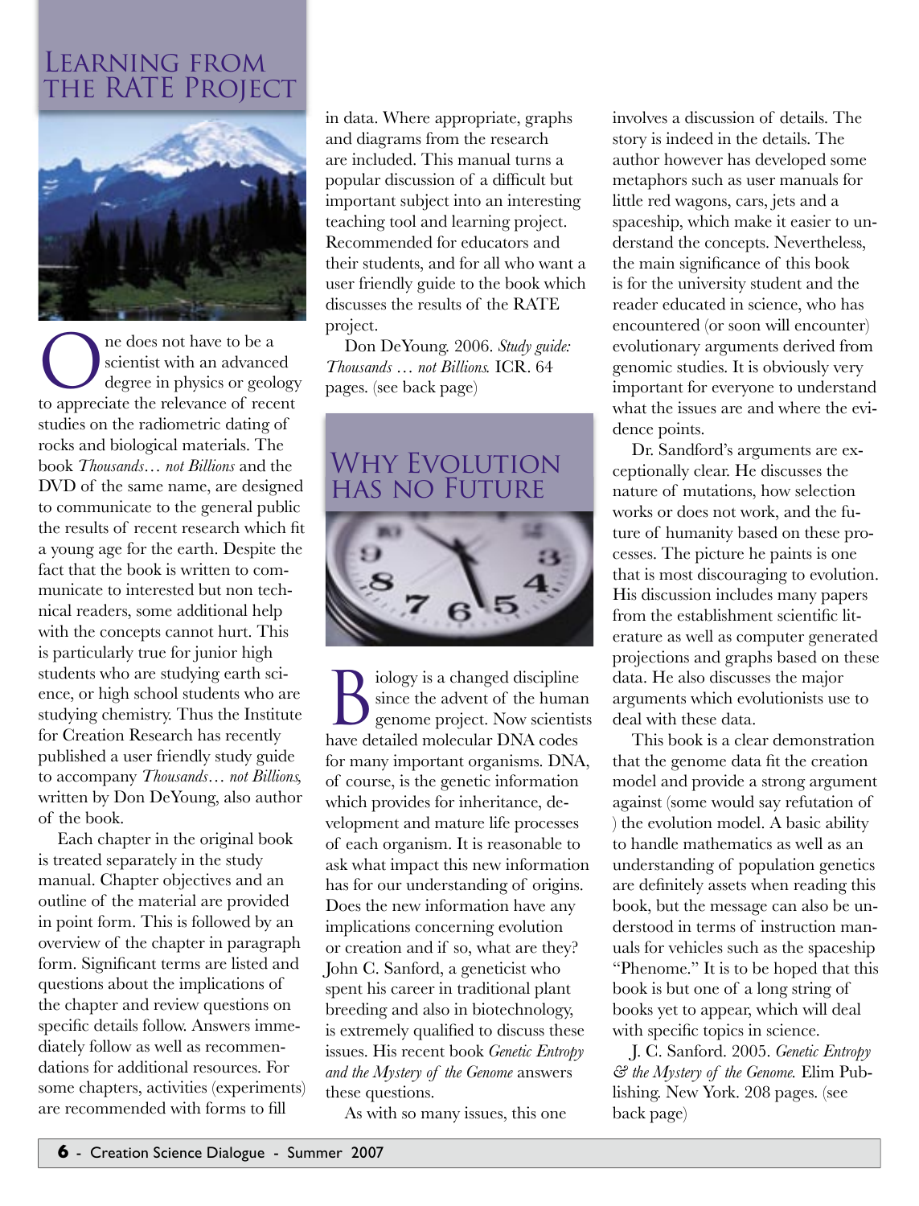## Learning from the RATE Project

One does not have to be a scientist with an advanced degree in physics or geology to appreciate the relevance of recent studies on the radiometric dating of rocks and biological materials. The book *Thousands… not Billions* and the DVD of the same name, are designed to communicate to the general public the results of recent research which fit a young age for the earth. Despite the fact that the book is written to communicate to interested but non technical readers, some additional help with the concepts cannot hurt. This is particularly true for junior high students who are studying earth science, or high school students who are studying chemistry. Thus the Institute for Creation Research has recently published a user friendly study guide to accompany *Thousands… not Billions,* written by Don DeYoung, also author of the book.

Each chapter in the original book is treated separately in the study manual. Chapter objectives and an outline of the material are provided in point form. This is followed by an overview of the chapter in paragraph form. Significant terms are listed and questions about the implications of the chapter and review questions on specific details follow. Answers immediately follow as well as recommendations for additional resources. For some chapters, activities (experiments) are recommended with forms to fill in data. Where appropriate, graphs and diagrams from the research are included. This manual turns a popular discussion of a difficult but important subject into an interesting teaching tool and learning project. Recommended for educators and their students, and for all who want a user friendly guide to the book which discusses the results of the RATE project.

Don DeYoung. 2006. *Study guide: Thousands … not Billions.* ICR. 64 pages. (see back page)

## Why Evolution has no Future

Biology is a changed discipline since the advent of the human genome project. Now scientists have detailed molecular DNA codes for many important organisms. DNA, of course, is the genetic information which provides for inheritance, development and mature life processes of each organism. It is reasonable to ask what impact this new information has for our understanding of origins. Does the new information have any implications concerning evolution or creation and if so, what are they? John C. Sanford, a geneticist who spent his career in traditional plant breeding and also in biotechnology, is extremely qualified to discuss these issues. His recent book *Genetic Entropy and the Mystery of the Genome* answers these questions.

As with so many issues, this one involves a discussion of details. The story is indeed in the details. The author however has developed some metaphors such as user manuals for little red wagons, cars, jets and a spaceship, which make it easier to understand the concepts. Nevertheless, the main significance of this book is for the university student and the reader educated in science, who has encountered (or soon will encounter) evolutionary arguments derived from genomic studies. It is obviously very important for everyone to understand what the issues are and where the evidence points.

Dr. Sandford's arguments are exceptionally clear. He discusses the nature of mutations, how selection works or does not work, and the future of humanity based on these processes. The picture he paints is one that is most discouraging to evolution. His discussion includes many papers from the establishment scientific literature as well as computer generated projections and graphs based on these data. He also discusses the major arguments which evolutionists use to deal with these data.

This book is a clear demonstration that the genome data fit the creation model and provide a strong argument against (some would say refutation of ) the evolution model. A basic ability to handle mathematics as well as an understanding of population genetics are definitely assets when reading this book, but the message can also be understood in terms of instruction manuals for vehicles such as the spaceship "Phenome." It is to be hoped that this book is but one of a long string of books yet to appear, which will deal with specific topics in science.

J. C. Sanford. 2005. *Genetic Entropy & the Mystery of the Genome.* Elim Publishing. New York. 208 pages. (see back page)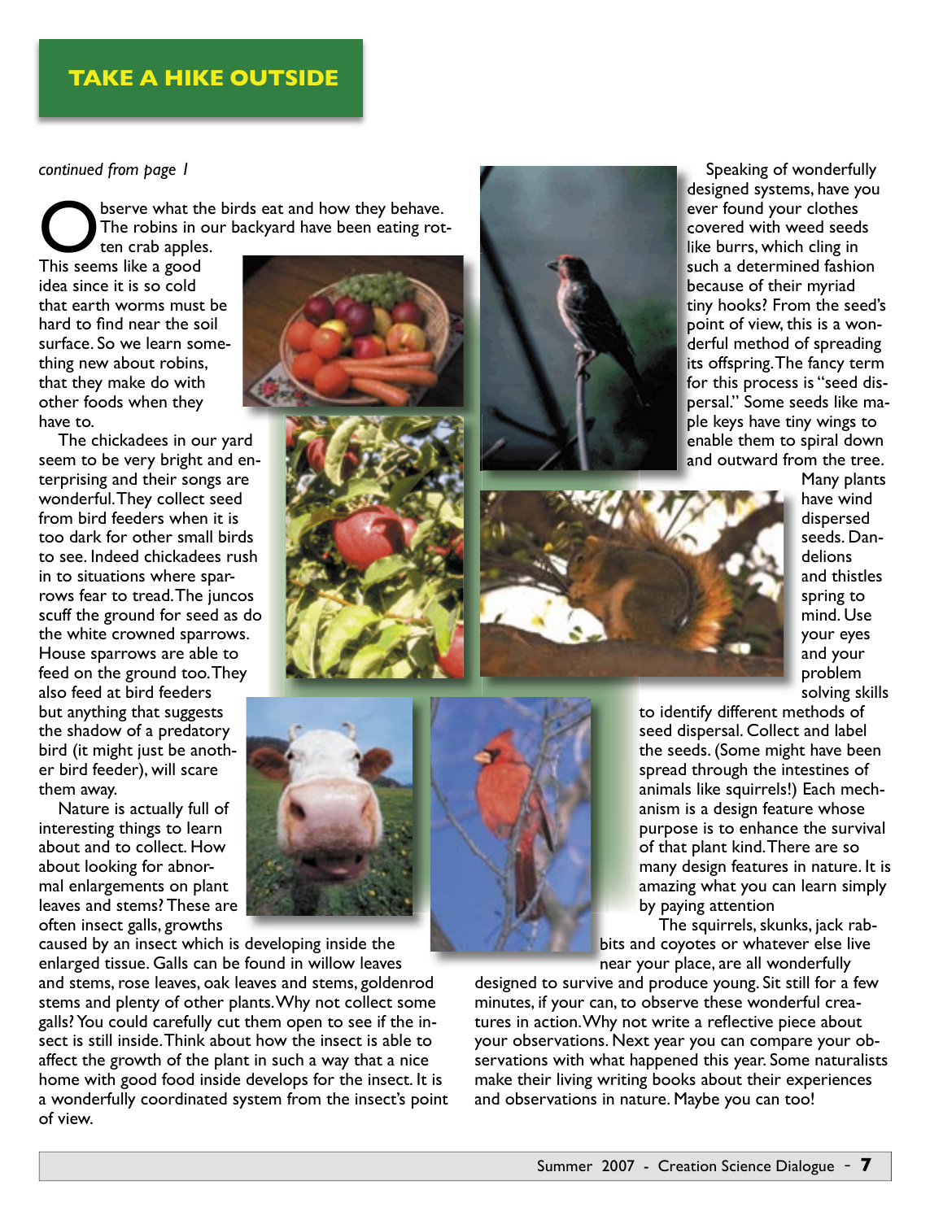## TAKE A HIKE OUTSIDE

*continued from page 1*

Observe what the birds eat and how they behave. The robins in our backyard have been eating rotten crab apples. This seems like a good idea since it is so cold that earth worms must be hard to find near the soil surface. So we learn something new about robins, that they make do with other foods when they have to.

The chickadees in our yard seem to be very bright and enterprising and their songs are wonderful. They collect seed from bird feeders when it is too dark for other small birds to see. Indeed chickadees rush in to situations where sparrows fear to tread. The juncos scuff the ground for seed as do the white crowned sparrows. House sparrows are able to feed on the ground too. They also feed at bird feeders but anything that suggests the shadow of a predatory bird (it might just be another bird feeder), will scare them away.

Nature is actually full of interesting things to learn about and to collect. How about looking for abnormal enlargements on plant leaves and stems? These are often insect galls, growths caused by an insect which is developing inside the enlarged tissue. Galls can be found in willow leaves and stems, rose leaves, oak leaves and stems, goldenrod stems and plenty of other plants. Why not collect some galls? You could carefully cut them open to see if the insect is still inside. Think about how the insect is able to affect the growth of the plant in such a way that a nice home with good food inside develops for the insect. It is a wonderfully coordinated system from the insect's point of view.

Speaking of wonderfully designed systems, have you ever found your clothes covered with weed seeds like burrs, which cling in such a determined fashion because of their myriad tiny hooks? From the seed's point of view, this is a wonderful method of spreading its offspring. The fancy term for this process is "seed dispersal." Some seeds like maple keys have tiny wings to enable them to spiral down and outward from the tree. Many plants have wind dispersed seeds. Dandelions and thistles spring to mind. Use your eyes and your problem solving skills to identify different methods of seed dispersal. Collect and label the seeds. (Some might have been spread through the intestines of animals like squirrels!) Each mechanism is a design feature whose purpose is to enhance the survival of that plant kind. There are so many design features in nature. It is amazing what you can learn simply by paying attention

The squirrels, skunks, jack rabbits and coyotes or whatever else live near your place, are all wonderfully designed to survive and produce young. Sit still for a few minutes, if your can, to observe these wonderful creatures in action. Why not write a reflective piece about your observations. Next year you can compare your observations with what happened this year. Some naturalists make their living writing books about their experiences and observations in nature. Maybe you can too!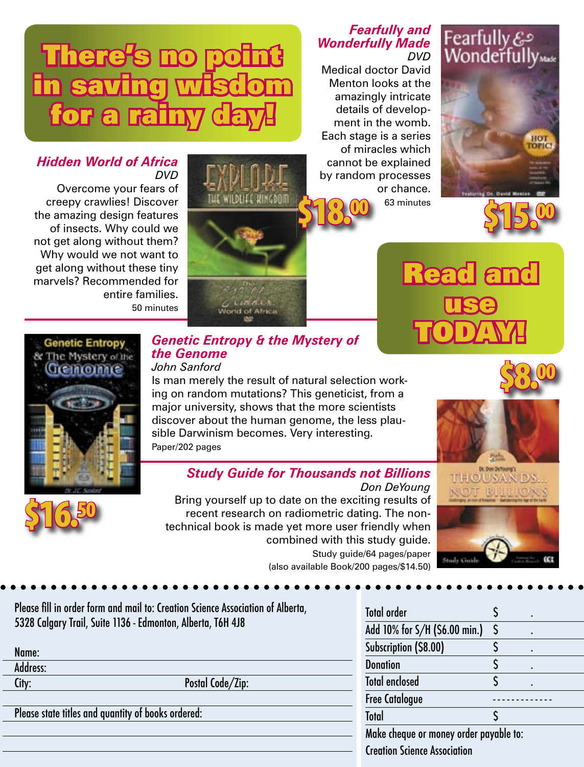# There's no point in saving wisdom for a rainy day!

### *Hidden World of Africa*

*DVD*

Overcome your fears of creepy crawlies! Discover the amazing design features of insects. Why could we not get along without them? Why would we not want to get along without these tiny marvels? Recommended for entire families.

50 minutes

**$18.00**

### *Fearfully and Wonderfully Made*

*DVD*

Medical doctor David Menton looks at the amazingly intricate details of development in the womb. Each stage is a series of miracles which cannot be explained by random processes or chance.

63 minutes

**$15.00**

# Read and use TODAY!

### *Genetic Entropy & the Mystery of the Genome*

*John Sanford*

Is man merely the result of natural selection working on random mutations? This geneticist, from a major university, shows that the more scientists discover about the human genome, the less plausible Darwinism becomes. Very interesting.

Paper/202 pages

**$16.50**

### *Study Guide for Thousands not Billions*

*Don DeYoung*

Bring yourself up to date on the exciting results of recent research on radiometric dating. The non-technical book is made yet more user friendly when combined with this study guide.

Study guide/64 pages/paper

(also available Book/200 pages/$14.50)

**$8.00**

---

Please fill in order form and mail to: Creation Science Association of Alberta, 5328 Calgary Trail, Suite 1136 - Edmonton, Alberta, T6H 4J8

Name:

Address:

City: Postal Code/Zip:

Please state titles and quantity of books ordered:

| | |
|---|---|
| Total order | $ . |
| Add 10% for S/H ($6.00 min.) | $ . |
| Subscription ($8.00) | $ . |
| Donation | $ . |
| Total enclosed | $ . |
| Free Catalogue | ------------- |
| Total | $ |

Make cheque or money order payable to: Creation Science Association